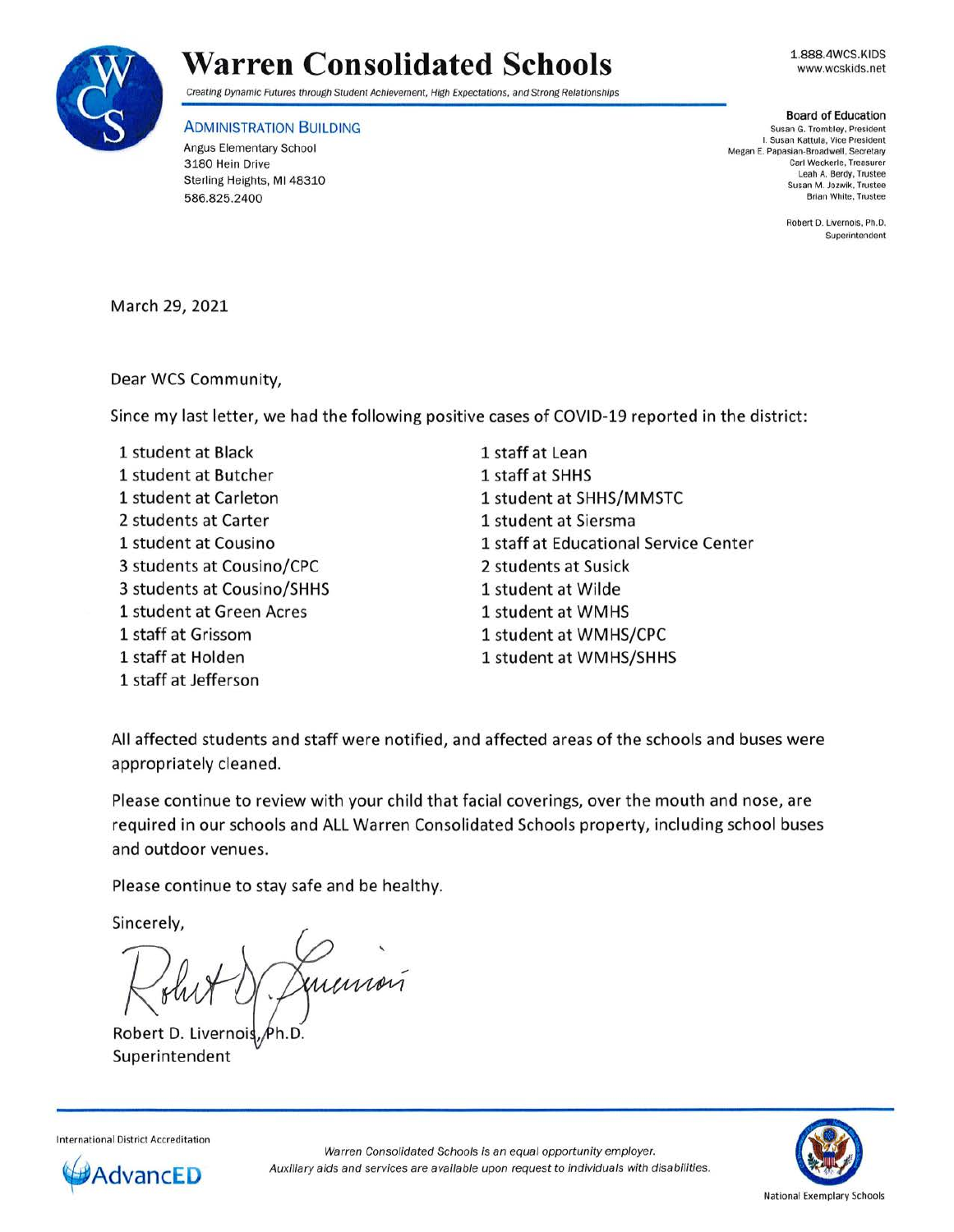# Warren Consolidated Schools

*Creating Dynamic Futures through Student Achievement, High Expectations, and Strong Relationships*

1.888.4WCS.KIDS
www.wcskids.net

**ADMINISTRATION BUILDING**
Angus Elementary School
3180 Hein Drive
Sterling Heights, MI 48310
586.825.2400

**Board of Education**
Susan G. Trombley, President
I. Susan Kattula, Vice President
Megan E. Papasian-Broadwell, Secretary
Carl Weckerle, Treasurer
Leah A. Berdy, Trustee
Susan M. Jozwik, Trustee
Brian White, Trustee

Robert D. Livernois, Ph.D.
Superintendent

March 29, 2021

Dear WCS Community,

Since my last letter, we had the following positive cases of COVID-19 reported in the district:

- 1 student at Black
- 1 student at Butcher
- 1 student at Carleton
- 2 students at Carter
- 1 student at Cousino
- 3 students at Cousino/CPC
- 3 students at Cousino/SHHS
- 1 student at Green Acres
- 1 staff at Grissom
- 1 staff at Holden
- 1 staff at Jefferson
- 1 staff at Lean
- 1 staff at SHHS
- 1 student at SHHS/MMSTC
- 1 student at Siersma
- 1 staff at Educational Service Center
- 2 students at Susick
- 1 student at Wilde
- 1 student at WMHS
- 1 student at WMHS/CPC
- 1 student at WMHS/SHHS

All affected students and staff were notified, and affected areas of the schools and buses were appropriately cleaned.

Please continue to review with your child that facial coverings, over the mouth and nose, are required in our schools and ALL Warren Consolidated Schools property, including school buses and outdoor venues.

Please continue to stay safe and be healthy.

Sincerely,

Robert D. Livernois, Ph.D.
Superintendent

International District Accreditation
AdvancED

*Warren Consolidated Schools is an equal opportunity employer.*
*Auxiliary aids and services are available upon request to individuals with disabilities.*

National Exemplary Schools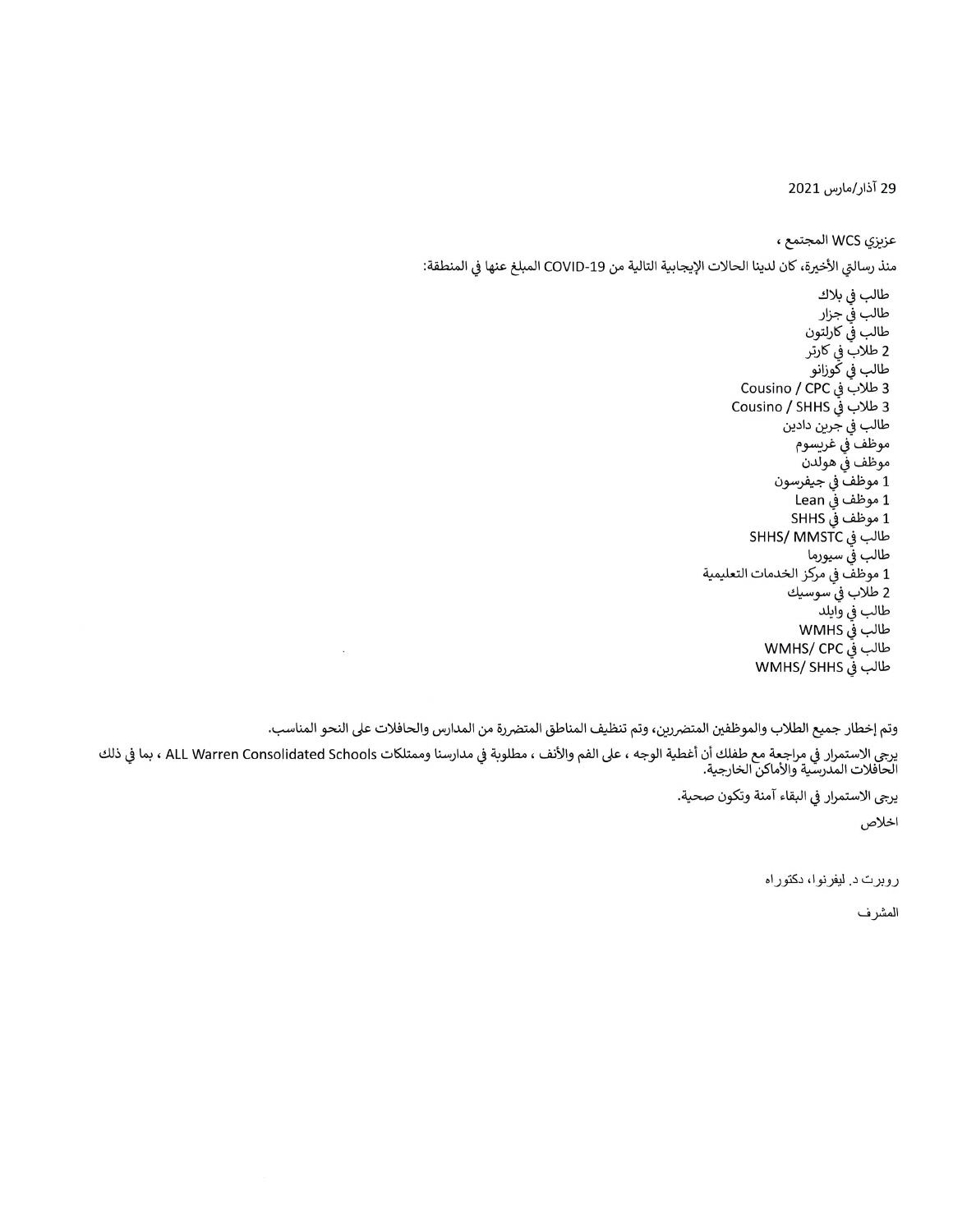29 آذار/مارس 2021

عزيزي WCS المجتمع ،

منذ رسالتي الأخيرة، كان لدينا الحالات الإيجابية التالية من COVID-19 المبلغ عنها في المنطقة:

طالب في بلاك
طالب في جزار
طالب في كارلتون
2 طلاب في كارتر
طالب في كوزانو
3 طلاب في Cousino / CPC
3 طلاب في Cousino / SHHS
طالب في جرين دادين
موظف في غريسوم
موظف في هولدن
1 موظف في جيفرسون
1 موظف في Lean
1 موظف في SHHS
طالب في SHHS/ MMSTC
طالب في سيورما
1 موظف في مركز الخدمات التعليمية
2 طلاب في سوسيك
طالب في وايلد
طالب في WMHS
طالب في WMHS/ CPC
طالب في WMHS/ SHHS

وتم إخطار جميع الطلاب والموظفين المتضررين، وتم تنظيف المناطق المتضررة من المدارس والحافلات على النحو المناسب.

يرجى الاستمرار في مراجعة مع طفلك أن أغطية الوجه ، على الفم والأنف ، مطلوبة في مدارسنا وممتلكات ALL Warren Consolidated Schools ، بما في ذلك الحافلات المدرسية والأماكن الخارجية.

يرجى الاستمرار في البقاء آمنة وتكون صحية.

اخلاص

روبرت د. ليفرنوا، دكتوراه

المشرف